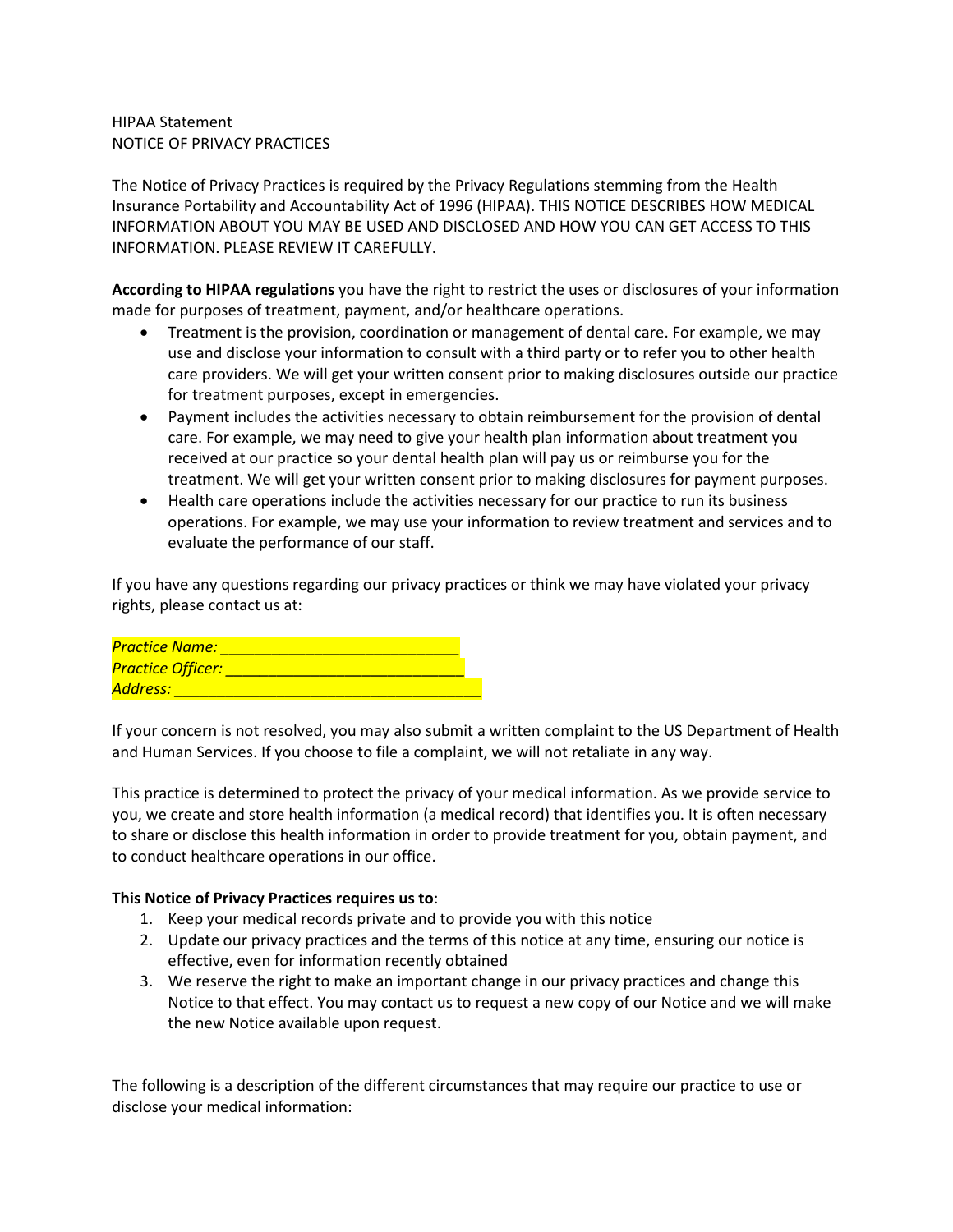HIPAA Statement
NOTICE OF PRIVACY PRACTICES

The Notice of Privacy Practices is required by the Privacy Regulations stemming from the Health Insurance Portability and Accountability Act of 1996 (HIPAA). THIS NOTICE DESCRIBES HOW MEDICAL INFORMATION ABOUT YOU MAY BE USED AND DISCLOSED AND HOW YOU CAN GET ACCESS TO THIS INFORMATION. PLEASE REVIEW IT CAREFULLY.

**According to HIPAA regulations** you have the right to restrict the uses or disclosures of your information made for purposes of treatment, payment, and/or healthcare operations.

- Treatment is the provision, coordination or management of dental care. For example, we may use and disclose your information to consult with a third party or to refer you to other health care providers. We will get your written consent prior to making disclosures outside our practice for treatment purposes, except in emergencies.
- Payment includes the activities necessary to obtain reimbursement for the provision of dental care. For example, we may need to give your health plan information about treatment you received at our practice so your dental health plan will pay us or reimburse you for the treatment. We will get your written consent prior to making disclosures for payment purposes.
- Health care operations include the activities necessary for our practice to run its business operations. For example, we may use your information to review treatment and services and to evaluate the performance of our staff.

If you have any questions regarding our privacy practices or think we may have violated your privacy rights, please contact us at:

*Practice Name:* ___________________________
*Practice Officer:* ___________________________
*Address:* ___________________________________

If your concern is not resolved, you may also submit a written complaint to the US Department of Health and Human Services. If you choose to file a complaint, we will not retaliate in any way.

This practice is determined to protect the privacy of your medical information. As we provide service to you, we create and store health information (a medical record) that identifies you. It is often necessary to share or disclose this health information in order to provide treatment for you, obtain payment, and to conduct healthcare operations in our office.

**This Notice of Privacy Practices requires us to**:

1. Keep your medical records private and to provide you with this notice
2. Update our privacy practices and the terms of this notice at any time, ensuring our notice is effective, even for information recently obtained
3. We reserve the right to make an important change in our privacy practices and change this Notice to that effect. You may contact us to request a new copy of our Notice and we will make the new Notice available upon request.

The following is a description of the different circumstances that may require our practice to use or disclose your medical information: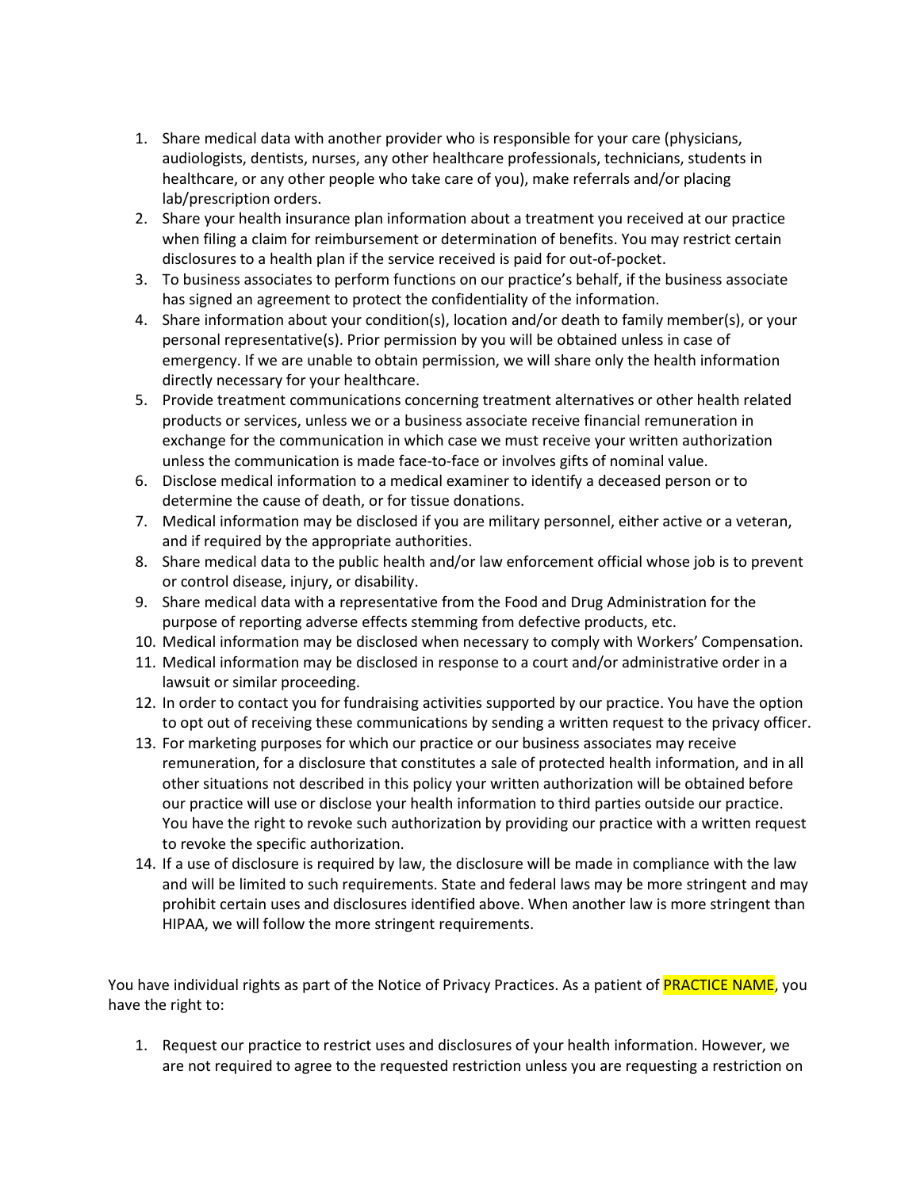1. Share medical data with another provider who is responsible for your care (physicians, audiologists, dentists, nurses, any other healthcare professionals, technicians, students in healthcare, or any other people who take care of you), make referrals and/or placing lab/prescription orders.
2. Share your health insurance plan information about a treatment you received at our practice when filing a claim for reimbursement or determination of benefits. You may restrict certain disclosures to a health plan if the service received is paid for out-of-pocket.
3. To business associates to perform functions on our practice's behalf, if the business associate has signed an agreement to protect the confidentiality of the information.
4. Share information about your condition(s), location and/or death to family member(s), or your personal representative(s). Prior permission by you will be obtained unless in case of emergency. If we are unable to obtain permission, we will share only the health information directly necessary for your healthcare.
5. Provide treatment communications concerning treatment alternatives or other health related products or services, unless we or a business associate receive financial remuneration in exchange for the communication in which case we must receive your written authorization unless the communication is made face-to-face or involves gifts of nominal value.
6. Disclose medical information to a medical examiner to identify a deceased person or to determine the cause of death, or for tissue donations.
7. Medical information may be disclosed if you are military personnel, either active or a veteran, and if required by the appropriate authorities.
8. Share medical data to the public health and/or law enforcement official whose job is to prevent or control disease, injury, or disability.
9. Share medical data with a representative from the Food and Drug Administration for the purpose of reporting adverse effects stemming from defective products, etc.
10. Medical information may be disclosed when necessary to comply with Workers' Compensation.
11. Medical information may be disclosed in response to a court and/or administrative order in a lawsuit or similar proceeding.
12. In order to contact you for fundraising activities supported by our practice. You have the option to opt out of receiving these communications by sending a written request to the privacy officer.
13. For marketing purposes for which our practice or our business associates may receive remuneration, for a disclosure that constitutes a sale of protected health information, and in all other situations not described in this policy your written authorization will be obtained before our practice will use or disclose your health information to third parties outside our practice. You have the right to revoke such authorization by providing our practice with a written request to revoke the specific authorization.
14. If a use of disclosure is required by law, the disclosure will be made in compliance with the law and will be limited to such requirements. State and federal laws may be more stringent and may prohibit certain uses and disclosures identified above. When another law is more stringent than HIPAA, we will follow the more stringent requirements.

You have individual rights as part of the Notice of Privacy Practices. As a patient of PRACTICE NAME, you have the right to:

1. Request our practice to restrict uses and disclosures of your health information. However, we are not required to agree to the requested restriction unless you are requesting a restriction on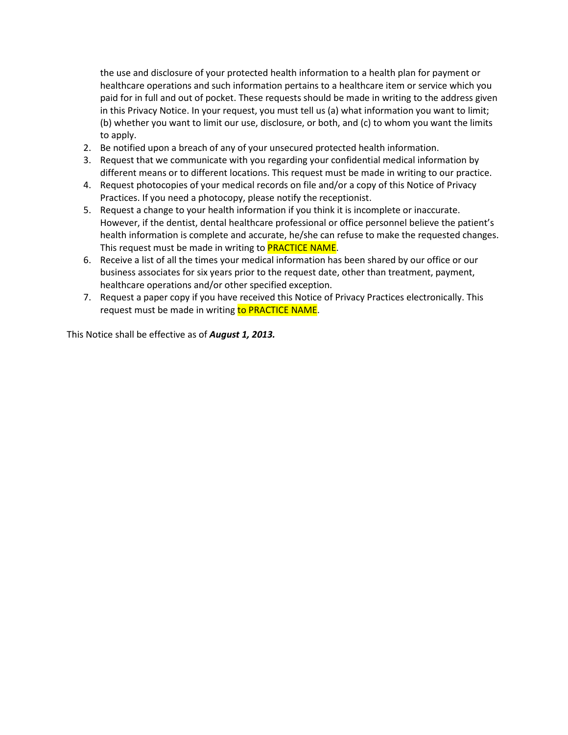the use and disclosure of your protected health information to a health plan for payment or healthcare operations and such information pertains to a healthcare item or service which you paid for in full and out of pocket. These requests should be made in writing to the address given in this Privacy Notice. In your request, you must tell us (a) what information you want to limit; (b) whether you want to limit our use, disclosure, or both, and (c) to whom you want the limits to apply.

2. Be notified upon a breach of any of your unsecured protected health information.
3. Request that we communicate with you regarding your confidential medical information by different means or to different locations. This request must be made in writing to our practice.
4. Request photocopies of your medical records on file and/or a copy of this Notice of Privacy Practices. If you need a photocopy, please notify the receptionist.
5. Request a change to your health information if you think it is incomplete or inaccurate. However, if the dentist, dental healthcare professional or office personnel believe the patient's health information is complete and accurate, he/she can refuse to make the requested changes. This request must be made in writing to PRACTICE NAME.
6. Receive a list of all the times your medical information has been shared by our office or our business associates for six years prior to the request date, other than treatment, payment, healthcare operations and/or other specified exception.
7. Request a paper copy if you have received this Notice of Privacy Practices electronically. This request must be made in writing to PRACTICE NAME.

This Notice shall be effective as of ***August 1, 2013.***